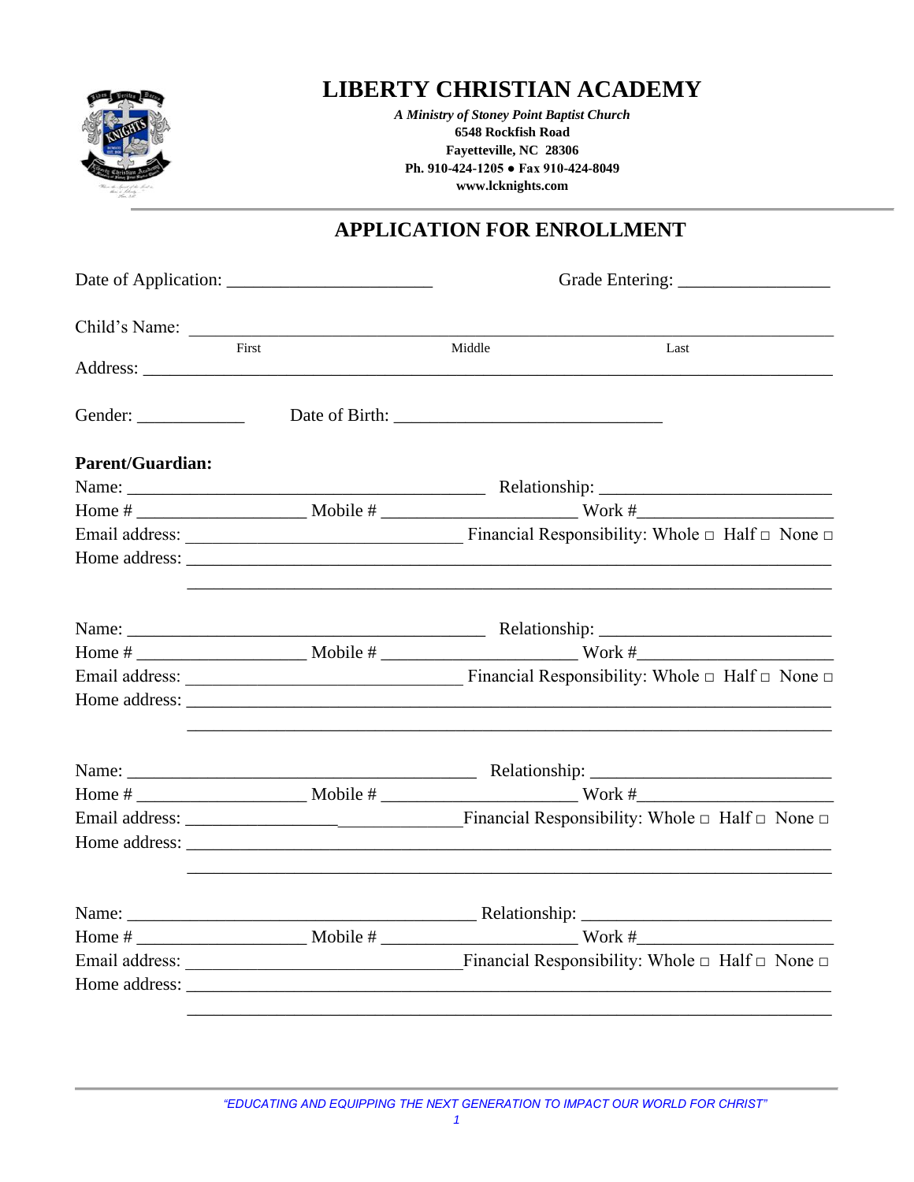# LIBERTY CHRISTIAN ACADEMY

***A Ministry of Stoney Point Baptist Church***
**6548 Rockfish Road**
**Fayetteville, NC 28306**
**Ph. 910-424-1205 ● Fax 910-424-8049**
**www.lcknights.com**

## APPLICATION FOR ENROLLMENT

Date of Application: ______________________ Grade Entering: _________________

Child's Name: ________________________________________________________________
First Middle Last

Address: _____________________________________________________________________

Gender: ____________ Date of Birth: ______________________________

**Parent/Guardian:**

Name: ________________________________________ Relationship: __________________________
Home # __________________ Mobile # _____________________ Work #_____________________
Email address: ______________________________ Financial Responsibility: Whole □ Half □ None □
Home address: _______________________________________________________________________
_______________________________________________________________________

Name: ________________________________________ Relationship: __________________________
Home # __________________ Mobile # _____________________ Work #_____________________
Email address: ______________________________ Financial Responsibility: Whole □ Half □ None □
Home address: _______________________________________________________________________
_______________________________________________________________________

Name: ________________________________________ Relationship: __________________________
Home # __________________ Mobile # _____________________ Work #_____________________
Email address: ______________________________ Financial Responsibility: Whole □ Half □ None □
Home address: _______________________________________________________________________
_______________________________________________________________________

Name: ________________________________________ Relationship: __________________________
Home # __________________ Mobile # _____________________ Work #_____________________
Email address: ______________________________ Financial Responsibility: Whole □ Half □ None □
Home address: _______________________________________________________________________
_______________________________________________________________________

*"EDUCATING AND EQUIPPING THE NEXT GENERATION TO IMPACT OUR WORLD FOR CHRIST"*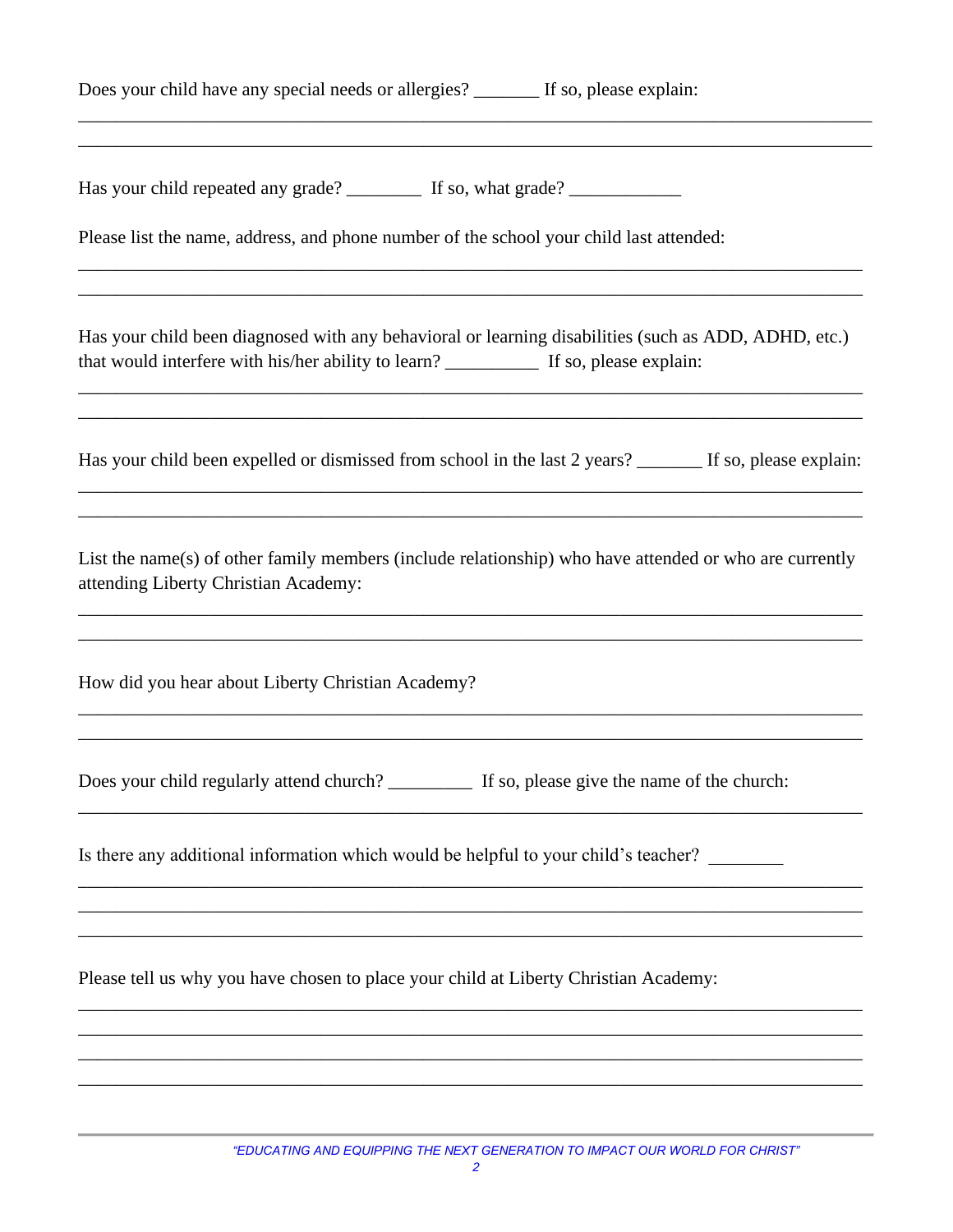Does your child have any special needs or allergies? _______ If so, please explain:

________________________________________________________________________________

________________________________________________________________________________

Has your child repeated any grade? ________ If so, what grade? ____________

Please list the name, address, and phone number of the school your child last attended:

________________________________________________________________________________

________________________________________________________________________________

Has your child been diagnosed with any behavioral or learning disabilities (such as ADD, ADHD, etc.) that would interfere with his/her ability to learn? __________ If so, please explain:

________________________________________________________________________________

________________________________________________________________________________

Has your child been expelled or dismissed from school in the last 2 years? _______ If so, please explain:

________________________________________________________________________________

________________________________________________________________________________

List the name(s) of other family members (include relationship) who have attended or who are currently attending Liberty Christian Academy:

________________________________________________________________________________

________________________________________________________________________________

How did you hear about Liberty Christian Academy?

________________________________________________________________________________

________________________________________________________________________________

Does your child regularly attend church? _________ If so, please give the name of the church:

________________________________________________________________________________

Is there any additional information which would be helpful to your child's teacher? ________

________________________________________________________________________________

________________________________________________________________________________

________________________________________________________________________________

Please tell us why you have chosen to place your child at Liberty Christian Academy:

________________________________________________________________________________

________________________________________________________________________________

________________________________________________________________________________

________________________________________________________________________________

*"EDUCATING AND EQUIPPING THE NEXT GENERATION TO IMPACT OUR WORLD FOR CHRIST"*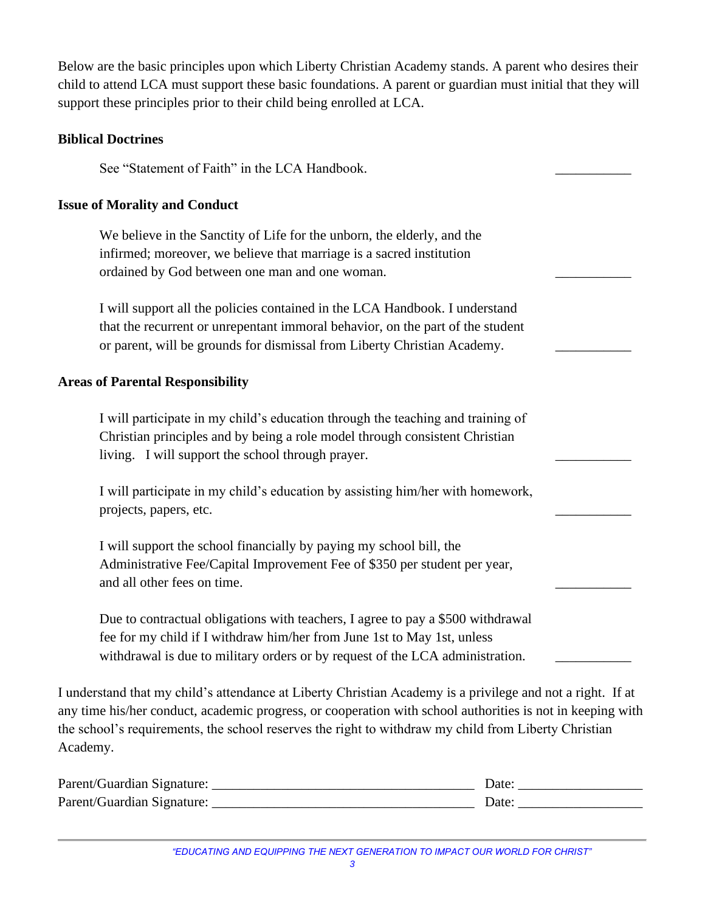Below are the basic principles upon which Liberty Christian Academy stands. A parent who desires their child to attend LCA must support these basic foundations. A parent or guardian must initial that they will support these principles prior to their child being enrolled at LCA.

**Biblical Doctrines**

See "Statement of Faith" in the LCA Handbook. ___________

**Issue of Morality and Conduct**

We believe in the Sanctity of Life for the unborn, the elderly, and the infirmed; moreover, we believe that marriage is a sacred institution ordained by God between one man and one woman. ___________

I will support all the policies contained in the LCA Handbook. I understand that the recurrent or unrepentant immoral behavior, on the part of the student or parent, will be grounds for dismissal from Liberty Christian Academy. ___________

**Areas of Parental Responsibility**

I will participate in my child's education through the teaching and training of Christian principles and by being a role model through consistent Christian living. I will support the school through prayer. ___________

I will participate in my child's education by assisting him/her with homework, projects, papers, etc. ___________

I will support the school financially by paying my school bill, the Administrative Fee/Capital Improvement Fee of $350 per student per year, and all other fees on time. ___________

Due to contractual obligations with teachers, I agree to pay a $500 withdrawal fee for my child if I withdraw him/her from June 1st to May 1st, unless withdrawal is due to military orders or by request of the LCA administration. ___________

I understand that my child's attendance at Liberty Christian Academy is a privilege and not a right. If at any time his/her conduct, academic progress, or cooperation with school authorities is not in keeping with the school's requirements, the school reserves the right to withdraw my child from Liberty Christian Academy.

Parent/Guardian Signature: _____________________________________ Date: _________________
Parent/Guardian Signature: _____________________________________ Date: _________________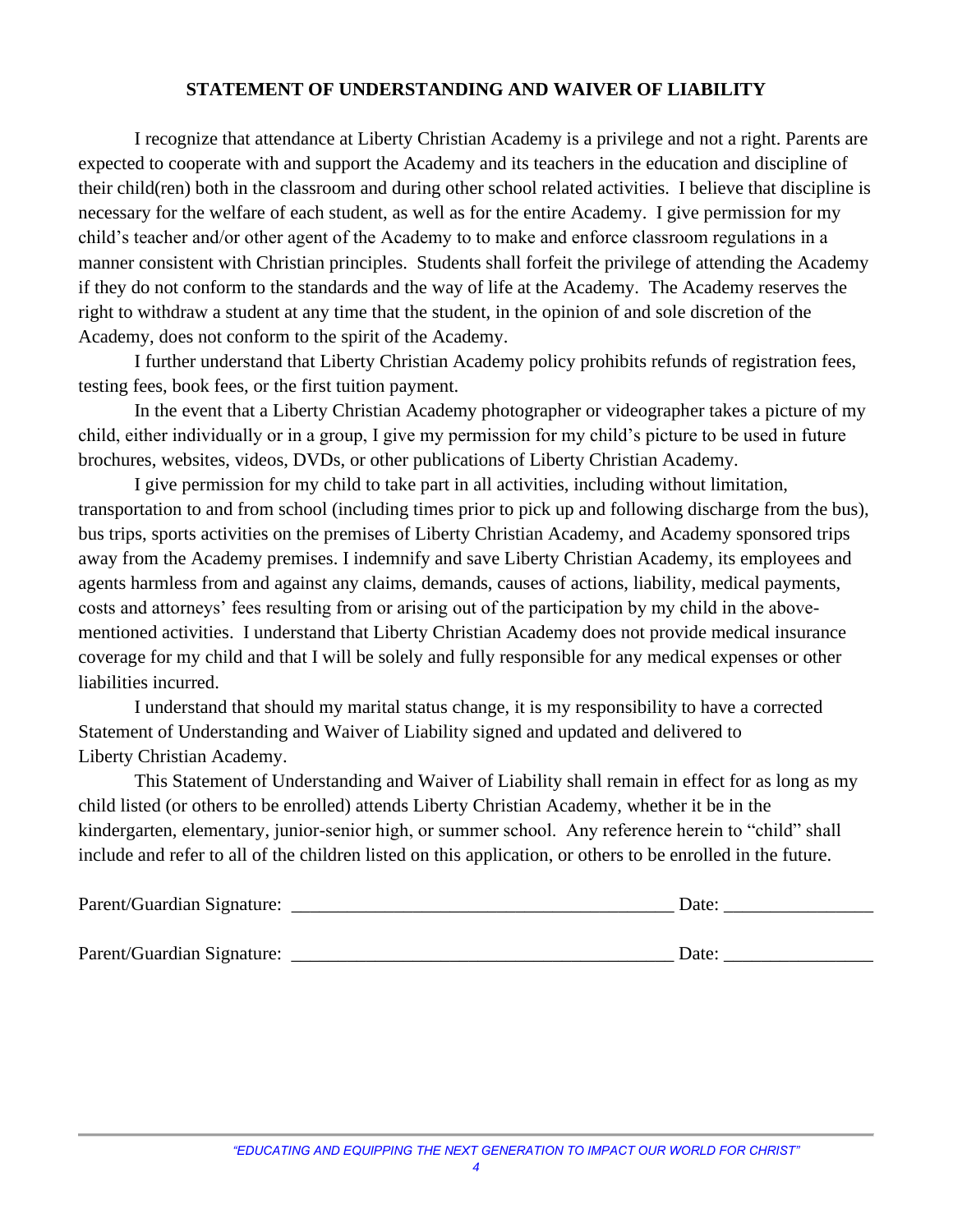## STATEMENT OF UNDERSTANDING AND WAIVER OF LIABILITY

I recognize that attendance at Liberty Christian Academy is a privilege and not a right. Parents are expected to cooperate with and support the Academy and its teachers in the education and discipline of their child(ren) both in the classroom and during other school related activities. I believe that discipline is necessary for the welfare of each student, as well as for the entire Academy. I give permission for my child's teacher and/or other agent of the Academy to to make and enforce classroom regulations in a manner consistent with Christian principles. Students shall forfeit the privilege of attending the Academy if they do not conform to the standards and the way of life at the Academy. The Academy reserves the right to withdraw a student at any time that the student, in the opinion of and sole discretion of the Academy, does not conform to the spirit of the Academy.

I further understand that Liberty Christian Academy policy prohibits refunds of registration fees, testing fees, book fees, or the first tuition payment.

In the event that a Liberty Christian Academy photographer or videographer takes a picture of my child, either individually or in a group, I give my permission for my child's picture to be used in future brochures, websites, videos, DVDs, or other publications of Liberty Christian Academy.

I give permission for my child to take part in all activities, including without limitation, transportation to and from school (including times prior to pick up and following discharge from the bus), bus trips, sports activities on the premises of Liberty Christian Academy, and Academy sponsored trips away from the Academy premises. I indemnify and save Liberty Christian Academy, its employees and agents harmless from and against any claims, demands, causes of actions, liability, medical payments, costs and attorneys' fees resulting from or arising out of the participation by my child in the above-mentioned activities. I understand that Liberty Christian Academy does not provide medical insurance coverage for my child and that I will be solely and fully responsible for any medical expenses or other liabilities incurred.

I understand that should my marital status change, it is my responsibility to have a corrected Statement of Understanding and Waiver of Liability signed and updated and delivered to Liberty Christian Academy.

This Statement of Understanding and Waiver of Liability shall remain in effect for as long as my child listed (or others to be enrolled) attends Liberty Christian Academy, whether it be in the kindergarten, elementary, junior-senior high, or summer school. Any reference herein to "child" shall include and refer to all of the children listed on this application, or others to be enrolled in the future.

Parent/Guardian Signature: ________________________________________ Date: ________________

Parent/Guardian Signature: ________________________________________ Date: ________________

*"EDUCATING AND EQUIPPING THE NEXT GENERATION TO IMPACT OUR WORLD FOR CHRIST"*